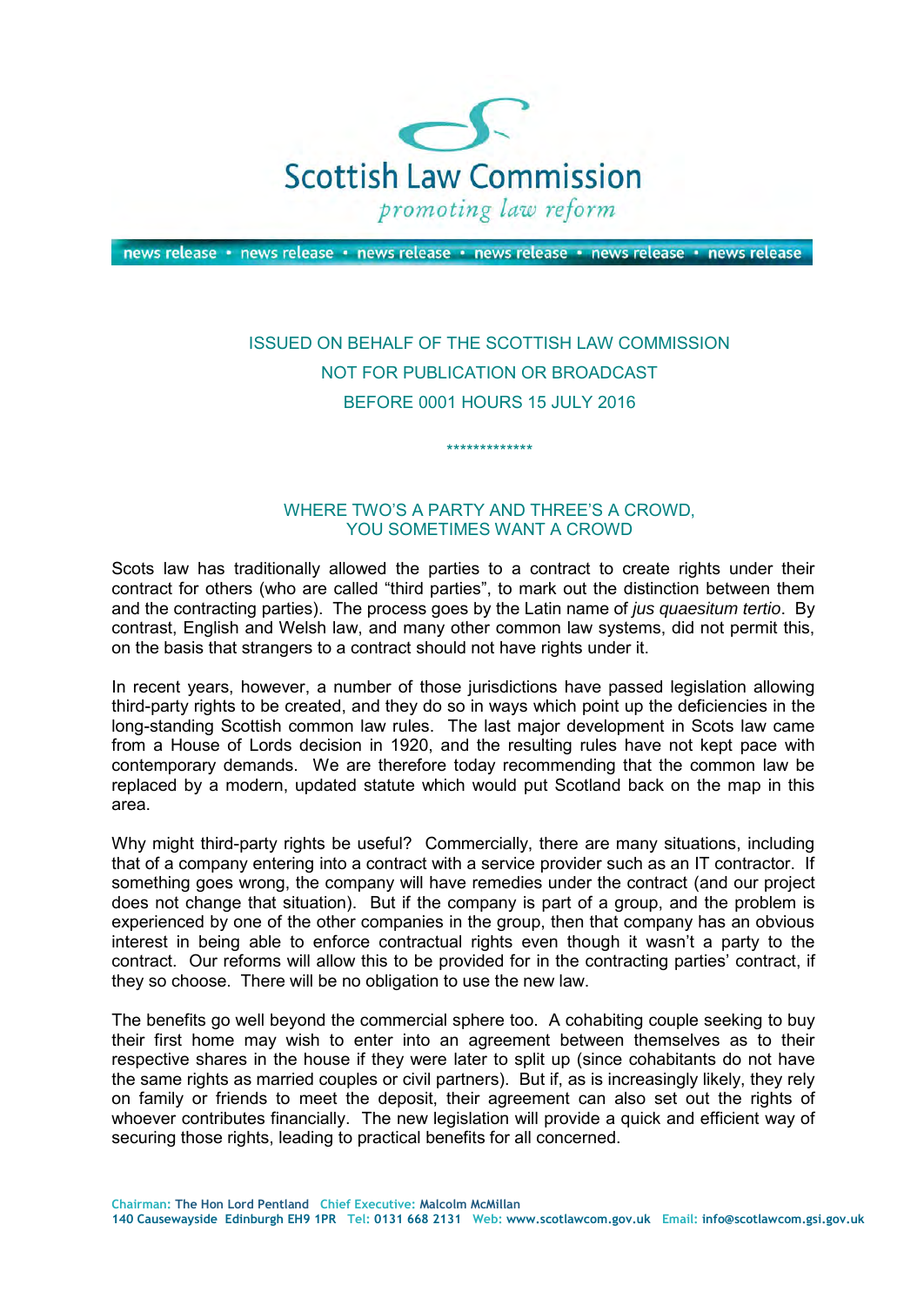# Scottish Law Commission

*promoting law reform*

news release • news release • news release • news release • news release • news release

ISSUED ON BEHALF OF THE SCOTTISH LAW COMMISSION
NOT FOR PUBLICATION OR BROADCAST
BEFORE 0001 HOURS 15 JULY 2016

*************

## WHERE TWO'S A PARTY AND THREE'S A CROWD, YOU SOMETIMES WANT A CROWD

Scots law has traditionally allowed the parties to a contract to create rights under their contract for others (who are called "third parties", to mark out the distinction between them and the contracting parties). The process goes by the Latin name of *jus quaesitum tertio*. By contrast, English and Welsh law, and many other common law systems, did not permit this, on the basis that strangers to a contract should not have rights under it.

In recent years, however, a number of those jurisdictions have passed legislation allowing third-party rights to be created, and they do so in ways which point up the deficiencies in the long-standing Scottish common law rules. The last major development in Scots law came from a House of Lords decision in 1920, and the resulting rules have not kept pace with contemporary demands. We are therefore today recommending that the common law be replaced by a modern, updated statute which would put Scotland back on the map in this area.

Why might third-party rights be useful? Commercially, there are many situations, including that of a company entering into a contract with a service provider such as an IT contractor. If something goes wrong, the company will have remedies under the contract (and our project does not change that situation). But if the company is part of a group, and the problem is experienced by one of the other companies in the group, then that company has an obvious interest in being able to enforce contractual rights even though it wasn't a party to the contract. Our reforms will allow this to be provided for in the contracting parties' contract, if they so choose. There will be no obligation to use the new law.

The benefits go well beyond the commercial sphere too. A cohabiting couple seeking to buy their first home may wish to enter into an agreement between themselves as to their respective shares in the house if they were later to split up (since cohabitants do not have the same rights as married couples or civil partners). But if, as is increasingly likely, they rely on family or friends to meet the deposit, their agreement can also set out the rights of whoever contributes financially. The new legislation will provide a quick and efficient way of securing those rights, leading to practical benefits for all concerned.

Chairman: The Hon Lord Pentland Chief Executive: Malcolm McMillan
140 Causewayside Edinburgh EH9 1PR Tel: 0131 668 2131 Web: www.scotlawcom.gov.uk Email: info@scotlawcom.gsi.gov.uk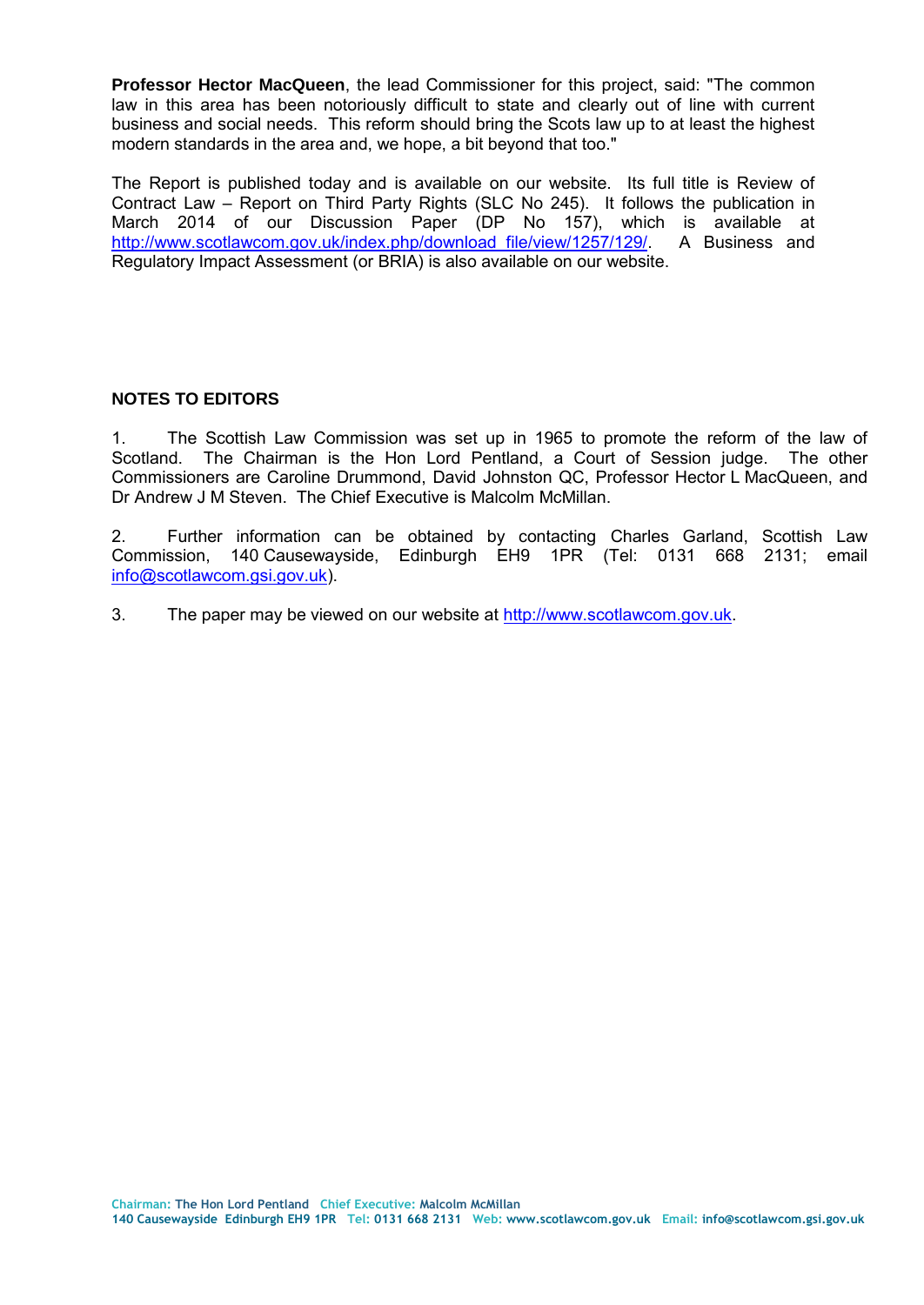**Professor Hector MacQueen**, the lead Commissioner for this project, said: "The common law in this area has been notoriously difficult to state and clearly out of line with current business and social needs. This reform should bring the Scots law up to at least the highest modern standards in the area and, we hope, a bit beyond that too."

The Report is published today and is available on our website. Its full title is Review of Contract Law – Report on Third Party Rights (SLC No 245). It follows the publication in March 2014 of our Discussion Paper (DP No 157), which is available at http://www.scotlawcom.gov.uk/index.php/download_file/view/1257/129/. A Business and Regulatory Impact Assessment (or BRIA) is also available on our website.

**NOTES TO EDITORS**

1. The Scottish Law Commission was set up in 1965 to promote the reform of the law of Scotland. The Chairman is the Hon Lord Pentland, a Court of Session judge. The other Commissioners are Caroline Drummond, David Johnston QC, Professor Hector L MacQueen, and Dr Andrew J M Steven. The Chief Executive is Malcolm McMillan.

2. Further information can be obtained by contacting Charles Garland, Scottish Law Commission, 140 Causewayside, Edinburgh EH9 1PR (Tel: 0131 668 2131; email info@scotlawcom.gsi.gov.uk).

3. The paper may be viewed on our website at http://www.scotlawcom.gov.uk.